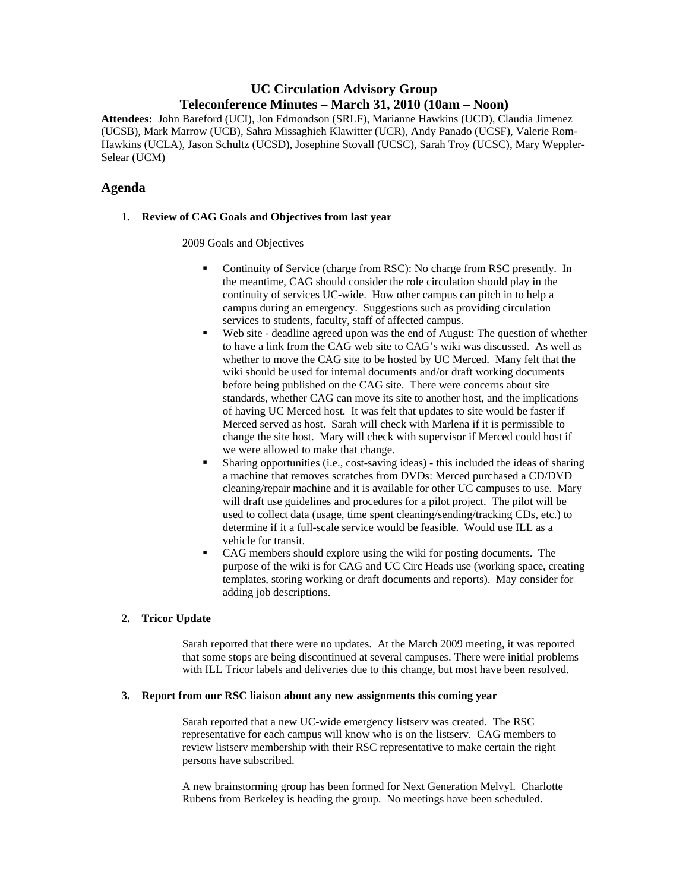# UC Circulation Advisory Group
## Teleconference Minutes – March 31, 2010 (10am – Noon)

**Attendees:** John Bareford (UCI), Jon Edmondson (SRLF), Marianne Hawkins (UCD), Claudia Jimenez (UCSB), Mark Marrow (UCB), Sahra Missaghieh Klawitter (UCR), Andy Panado (UCSF), Valerie Rom-Hawkins (UCLA), Jason Schultz (UCSD), Josephine Stovall (UCSC), Sarah Troy (UCSC), Mary Weppler-Selear (UCM)

## Agenda

1. **Review of CAG Goals and Objectives from last year**

   2009 Goals and Objectives

   - Continuity of Service (charge from RSC): No charge from RSC presently. In the meantime, CAG should consider the role circulation should play in the continuity of services UC-wide. How other campus can pitch in to help a campus during an emergency. Suggestions such as providing circulation services to students, faculty, staff of affected campus.
   - Web site - deadline agreed upon was the end of August: The question of whether to have a link from the CAG web site to CAG's wiki was discussed. As well as whether to move the CAG site to be hosted by UC Merced. Many felt that the wiki should be used for internal documents and/or draft working documents before being published on the CAG site. There were concerns about site standards, whether CAG can move its site to another host, and the implications of having UC Merced host. It was felt that updates to site would be faster if Merced served as host. Sarah will check with Marlena if it is permissible to change the site host. Mary will check with supervisor if Merced could host if we were allowed to make that change.
   - Sharing opportunities (i.e., cost-saving ideas) - this included the ideas of sharing a machine that removes scratches from DVDs: Merced purchased a CD/DVD cleaning/repair machine and it is available for other UC campuses to use. Mary will draft use guidelines and procedures for a pilot project. The pilot will be used to collect data (usage, time spent cleaning/sending/tracking CDs, etc.) to determine if it a full-scale service would be feasible. Would use ILL as a vehicle for transit.
   - CAG members should explore using the wiki for posting documents. The purpose of the wiki is for CAG and UC Circ Heads use (working space, creating templates, storing working or draft documents and reports). May consider for adding job descriptions.

2. **Tricor Update**

   Sarah reported that there were no updates. At the March 2009 meeting, it was reported that some stops are being discontinued at several campuses. There were initial problems with ILL Tricor labels and deliveries due to this change, but most have been resolved.

3. **Report from our RSC liaison about any new assignments this coming year**

   Sarah reported that a new UC-wide emergency listserv was created. The RSC representative for each campus will know who is on the listserv. CAG members to review listserv membership with their RSC representative to make certain the right persons have subscribed.

   A new brainstorming group has been formed for Next Generation Melvyl. Charlotte Rubens from Berkeley is heading the group. No meetings have been scheduled.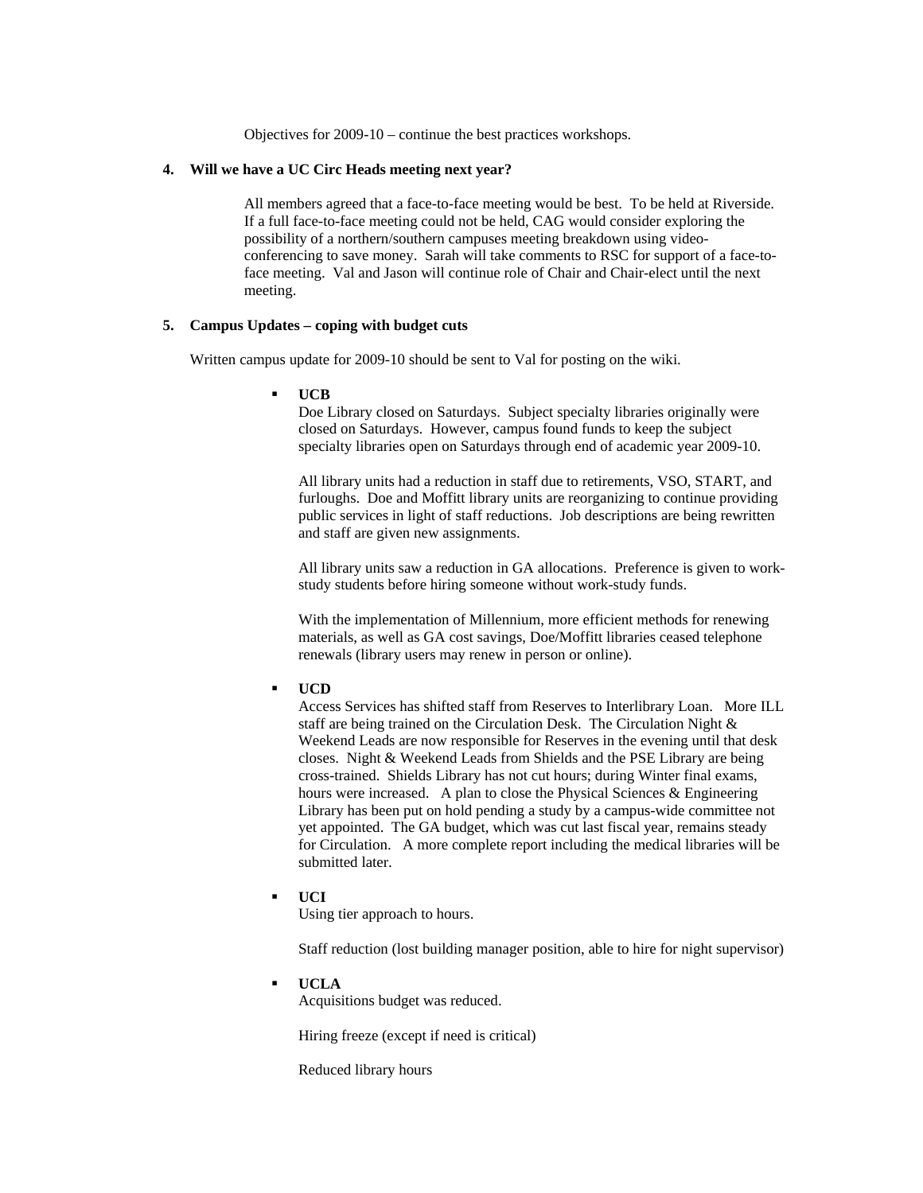Objectives for 2009-10 – continue the best practices workshops.

**4. Will we have a UC Circ Heads meeting next year?**

All members agreed that a face-to-face meeting would be best. To be held at Riverside. If a full face-to-face meeting could not be held, CAG would consider exploring the possibility of a northern/southern campuses meeting breakdown using video-conferencing to save money. Sarah will take comments to RSC for support of a face-to-face meeting. Val and Jason will continue role of Chair and Chair-elect until the next meeting.

**5. Campus Updates – coping with budget cuts**

Written campus update for 2009-10 should be sent to Val for posting on the wiki.

- **UCB**

  Doe Library closed on Saturdays. Subject specialty libraries originally were closed on Saturdays. However, campus found funds to keep the subject specialty libraries open on Saturdays through end of academic year 2009-10.

  All library units had a reduction in staff due to retirements, VSO, START, and furloughs. Doe and Moffitt library units are reorganizing to continue providing public services in light of staff reductions. Job descriptions are being rewritten and staff are given new assignments.

  All library units saw a reduction in GA allocations. Preference is given to work-study students before hiring someone without work-study funds.

  With the implementation of Millennium, more efficient methods for renewing materials, as well as GA cost savings, Doe/Moffitt libraries ceased telephone renewals (library users may renew in person or online).

- **UCD**

  Access Services has shifted staff from Reserves to Interlibrary Loan. More ILL staff are being trained on the Circulation Desk. The Circulation Night & Weekend Leads are now responsible for Reserves in the evening until that desk closes. Night & Weekend Leads from Shields and the PSE Library are being cross-trained. Shields Library has not cut hours; during Winter final exams, hours were increased. A plan to close the Physical Sciences & Engineering Library has been put on hold pending a study by a campus-wide committee not yet appointed. The GA budget, which was cut last fiscal year, remains steady for Circulation. A more complete report including the medical libraries will be submitted later.

- **UCI**

  Using tier approach to hours.

  Staff reduction (lost building manager position, able to hire for night supervisor)

- **UCLA**

  Acquisitions budget was reduced.

  Hiring freeze (except if need is critical)

  Reduced library hours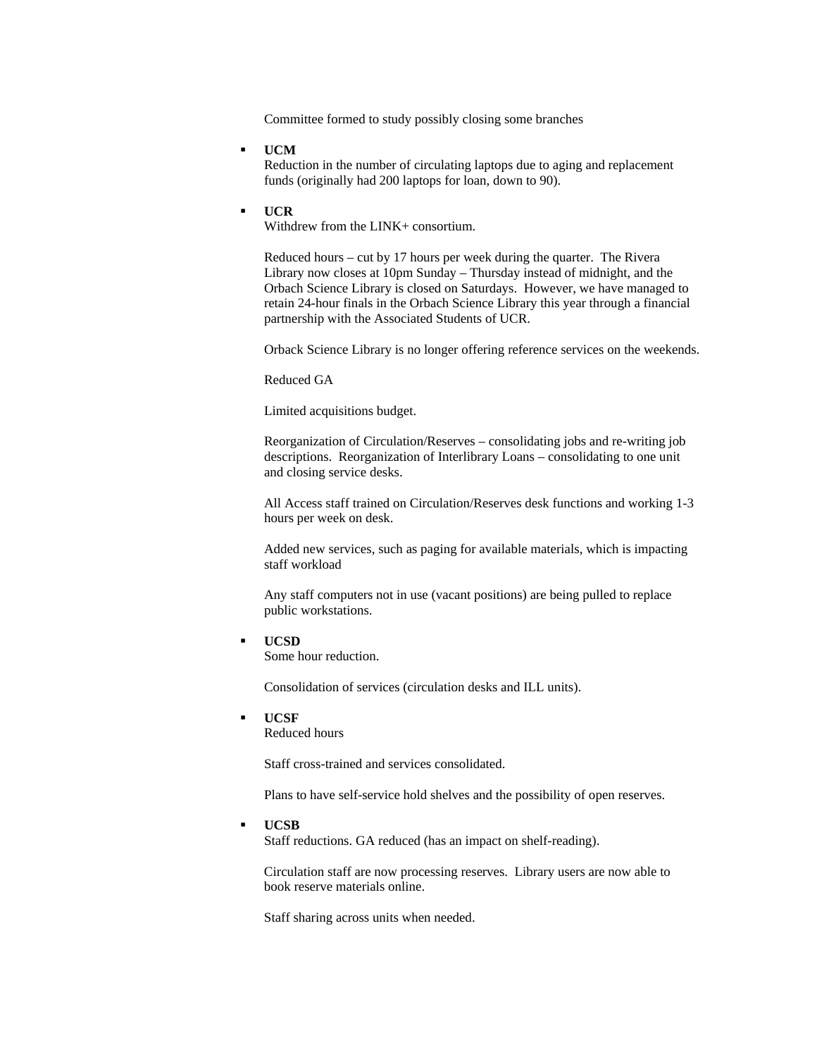Committee formed to study possibly closing some branches

- **UCM**
  Reduction in the number of circulating laptops due to aging and replacement funds (originally had 200 laptops for loan, down to 90).

- **UCR**
  Withdrew from the LINK+ consortium.

  Reduced hours – cut by 17 hours per week during the quarter. The Rivera Library now closes at 10pm Sunday – Thursday instead of midnight, and the Orbach Science Library is closed on Saturdays. However, we have managed to retain 24-hour finals in the Orbach Science Library this year through a financial partnership with the Associated Students of UCR.

  Orback Science Library is no longer offering reference services on the weekends.

  Reduced GA

  Limited acquisitions budget.

  Reorganization of Circulation/Reserves – consolidating jobs and re-writing job descriptions. Reorganization of Interlibrary Loans – consolidating to one unit and closing service desks.

  All Access staff trained on Circulation/Reserves desk functions and working 1-3 hours per week on desk.

  Added new services, such as paging for available materials, which is impacting staff workload

  Any staff computers not in use (vacant positions) are being pulled to replace public workstations.

- **UCSD**
  Some hour reduction.

  Consolidation of services (circulation desks and ILL units).

- **UCSF**
  Reduced hours

  Staff cross-trained and services consolidated.

  Plans to have self-service hold shelves and the possibility of open reserves.

- **UCSB**
  Staff reductions. GA reduced (has an impact on shelf-reading).

  Circulation staff are now processing reserves. Library users are now able to book reserve materials online.

  Staff sharing across units when needed.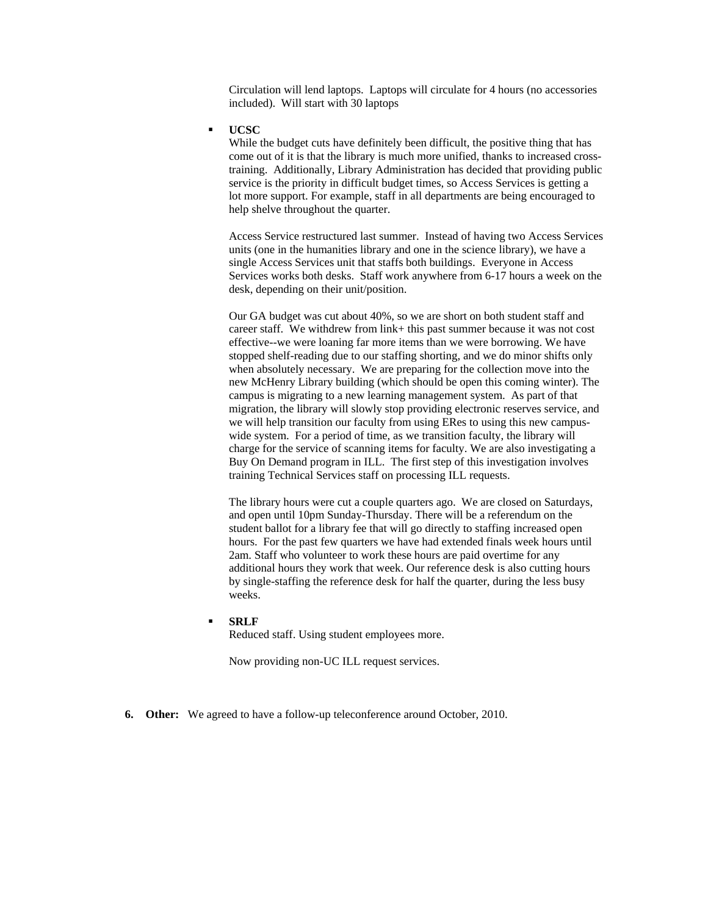Circulation will lend laptops. Laptops will circulate for 4 hours (no accessories included). Will start with 30 laptops

- **UCSC**
  While the budget cuts have definitely been difficult, the positive thing that has come out of it is that the library is much more unified, thanks to increased cross-training. Additionally, Library Administration has decided that providing public service is the priority in difficult budget times, so Access Services is getting a lot more support. For example, staff in all departments are being encouraged to help shelve throughout the quarter.

  Access Service restructured last summer. Instead of having two Access Services units (one in the humanities library and one in the science library), we have a single Access Services unit that staffs both buildings. Everyone in Access Services works both desks. Staff work anywhere from 6-17 hours a week on the desk, depending on their unit/position.

  Our GA budget was cut about 40%, so we are short on both student staff and career staff. We withdrew from link+ this past summer because it was not cost effective--we were loaning far more items than we were borrowing. We have stopped shelf-reading due to our staffing shorting, and we do minor shifts only when absolutely necessary. We are preparing for the collection move into the new McHenry Library building (which should be open this coming winter). The campus is migrating to a new learning management system. As part of that migration, the library will slowly stop providing electronic reserves service, and we will help transition our faculty from using ERes to using this new campus-wide system. For a period of time, as we transition faculty, the library will charge for the service of scanning items for faculty. We are also investigating a Buy On Demand program in ILL. The first step of this investigation involves training Technical Services staff on processing ILL requests.

  The library hours were cut a couple quarters ago. We are closed on Saturdays, and open until 10pm Sunday-Thursday. There will be a referendum on the student ballot for a library fee that will go directly to staffing increased open hours. For the past few quarters we have had extended finals week hours until 2am. Staff who volunteer to work these hours are paid overtime for any additional hours they work that week. Our reference desk is also cutting hours by single-staffing the reference desk for half the quarter, during the less busy weeks.

- **SRLF**
  Reduced staff. Using student employees more.

  Now providing non-UC ILL request services.

**6. Other:** We agreed to have a follow-up teleconference around October, 2010.